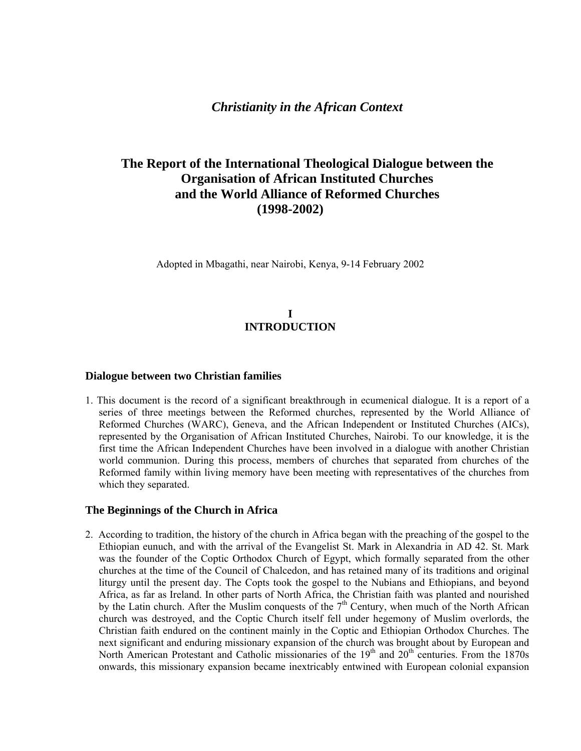*Christianity in the African Context*

# The Report of the International Theological Dialogue between the Organisation of African Instituted Churches and the World Alliance of Reformed Churches (1998-2002)

Adopted in Mbagathi, near Nairobi, Kenya, 9-14 February 2002

## I
## INTRODUCTION

### Dialogue between two Christian families

1. This document is the record of a significant breakthrough in ecumenical dialogue. It is a report of a series of three meetings between the Reformed churches, represented by the World Alliance of Reformed Churches (WARC), Geneva, and the African Independent or Instituted Churches (AICs), represented by the Organisation of African Instituted Churches, Nairobi. To our knowledge, it is the first time the African Independent Churches have been involved in a dialogue with another Christian world communion. During this process, members of churches that separated from churches of the Reformed family within living memory have been meeting with representatives of the churches from which they separated.

### The Beginnings of the Church in Africa

2. According to tradition, the history of the church in Africa began with the preaching of the gospel to the Ethiopian eunuch, and with the arrival of the Evangelist St. Mark in Alexandria in AD 42. St. Mark was the founder of the Coptic Orthodox Church of Egypt, which formally separated from the other churches at the time of the Council of Chalcedon, and has retained many of its traditions and original liturgy until the present day. The Copts took the gospel to the Nubians and Ethiopians, and beyond Africa, as far as Ireland. In other parts of North Africa, the Christian faith was planted and nourished by the Latin church. After the Muslim conquests of the 7th Century, when much of the North African church was destroyed, and the Coptic Church itself fell under hegemony of Muslim overlords, the Christian faith endured on the continent mainly in the Coptic and Ethiopian Orthodox Churches. The next significant and enduring missionary expansion of the church was brought about by European and North American Protestant and Catholic missionaries of the 19th and 20th centuries. From the 1870s onwards, this missionary expansion became inextricably entwined with European colonial expansion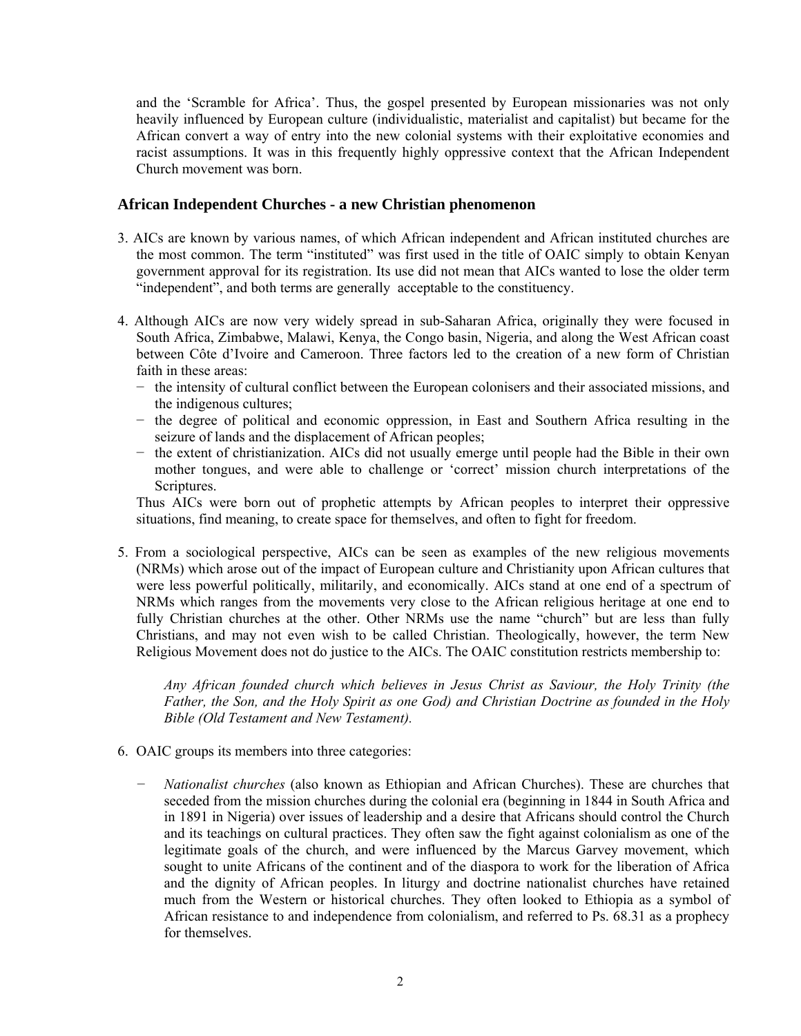and the 'Scramble for Africa'. Thus, the gospel presented by European missionaries was not only heavily influenced by European culture (individualistic, materialist and capitalist) but became for the African convert a way of entry into the new colonial systems with their exploitative economies and racist assumptions. It was in this frequently highly oppressive context that the African Independent Church movement was born.

### African Independent Churches - a new Christian phenomenon

3. AICs are known by various names, of which African independent and African instituted churches are the most common. The term "instituted" was first used in the title of OAIC simply to obtain Kenyan government approval for its registration. Its use did not mean that AICs wanted to lose the older term "independent", and both terms are generally acceptable to the constituency.

4. Although AICs are now very widely spread in sub-Saharan Africa, originally they were focused in South Africa, Zimbabwe, Malawi, Kenya, the Congo basin, Nigeria, and along the West African coast between Côte d'Ivoire and Cameroon. Three factors led to the creation of a new form of Christian faith in these areas:
   - the intensity of cultural conflict between the European colonisers and their associated missions, and the indigenous cultures;
   - the degree of political and economic oppression, in East and Southern Africa resulting in the seizure of lands and the displacement of African peoples;
   - the extent of christianization. AICs did not usually emerge until people had the Bible in their own mother tongues, and were able to challenge or 'correct' mission church interpretations of the Scriptures.

   Thus AICs were born out of prophetic attempts by African peoples to interpret their oppressive situations, find meaning, to create space for themselves, and often to fight for freedom.

5. From a sociological perspective, AICs can be seen as examples of the new religious movements (NRMs) which arose out of the impact of European culture and Christianity upon African cultures that were less powerful politically, militarily, and economically. AICs stand at one end of a spectrum of NRMs which ranges from the movements very close to the African religious heritage at one end to fully Christian churches at the other. Other NRMs use the name "church" but are less than fully Christians, and may not even wish to be called Christian. Theologically, however, the term New Religious Movement does not do justice to the AICs. The OAIC constitution restricts membership to:

   *Any African founded church which believes in Jesus Christ as Saviour, the Holy Trinity (the Father, the Son, and the Holy Spirit as one God) and Christian Doctrine as founded in the Holy Bible (Old Testament and New Testament).*

6. OAIC groups its members into three categories:

   - *Nationalist churches* (also known as Ethiopian and African Churches). These are churches that seceded from the mission churches during the colonial era (beginning in 1844 in South Africa and in 1891 in Nigeria) over issues of leadership and a desire that Africans should control the Church and its teachings on cultural practices. They often saw the fight against colonialism as one of the legitimate goals of the church, and were influenced by the Marcus Garvey movement, which sought to unite Africans of the continent and of the diaspora to work for the liberation of Africa and the dignity of African peoples. In liturgy and doctrine nationalist churches have retained much from the Western or historical churches. They often looked to Ethiopia as a symbol of African resistance to and independence from colonialism, and referred to Ps. 68.31 as a prophecy for themselves.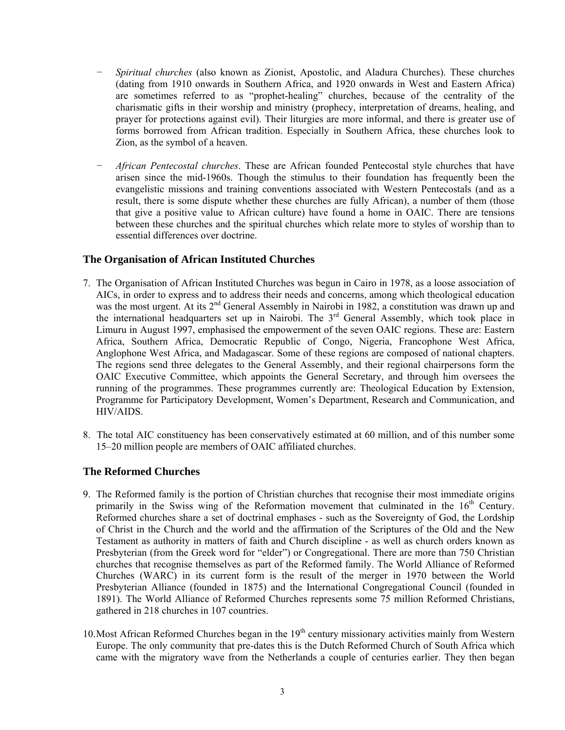- *Spiritual churches* (also known as Zionist, Apostolic, and Aladura Churches). These churches (dating from 1910 onwards in Southern Africa, and 1920 onwards in West and Eastern Africa) are sometimes referred to as "prophet-healing" churches, because of the centrality of the charismatic gifts in their worship and ministry (prophecy, interpretation of dreams, healing, and prayer for protections against evil). Their liturgies are more informal, and there is greater use of forms borrowed from African tradition. Especially in Southern Africa, these churches look to Zion, as the symbol of a heaven.

- *African Pentecostal churches*. These are African founded Pentecostal style churches that have arisen since the mid-1960s. Though the stimulus to their foundation has frequently been the evangelistic missions and training conventions associated with Western Pentecostals (and as a result, there is some dispute whether these churches are fully African), a number of them (those that give a positive value to African culture) have found a home in OAIC. There are tensions between these churches and the spiritual churches which relate more to styles of worship than to essential differences over doctrine.

### The Organisation of African Instituted Churches

7. The Organisation of African Instituted Churches was begun in Cairo in 1978, as a loose association of AICs, in order to express and to address their needs and concerns, among which theological education was the most urgent. At its 2nd General Assembly in Nairobi in 1982, a constitution was drawn up and the international headquarters set up in Nairobi. The 3rd General Assembly, which took place in Limuru in August 1997, emphasised the empowerment of the seven OAIC regions. These are: Eastern Africa, Southern Africa, Democratic Republic of Congo, Nigeria, Francophone West Africa, Anglophone West Africa, and Madagascar. Some of these regions are composed of national chapters. The regions send three delegates to the General Assembly, and their regional chairpersons form the OAIC Executive Committee, which appoints the General Secretary, and through him oversees the running of the programmes. These programmes currently are: Theological Education by Extension, Programme for Participatory Development, Women's Department, Research and Communication, and HIV/AIDS.

8. The total AIC constituency has been conservatively estimated at 60 million, and of this number some 15–20 million people are members of OAIC affiliated churches.

### The Reformed Churches

9. The Reformed family is the portion of Christian churches that recognise their most immediate origins primarily in the Swiss wing of the Reformation movement that culminated in the 16th Century. Reformed churches share a set of doctrinal emphases - such as the Sovereignty of God, the Lordship of Christ in the Church and the world and the affirmation of the Scriptures of the Old and the New Testament as authority in matters of faith and Church discipline - as well as church orders known as Presbyterian (from the Greek word for "elder") or Congregational. There are more than 750 Christian churches that recognise themselves as part of the Reformed family. The World Alliance of Reformed Churches (WARC) in its current form is the result of the merger in 1970 between the World Presbyterian Alliance (founded in 1875) and the International Congregational Council (founded in 1891). The World Alliance of Reformed Churches represents some 75 million Reformed Christians, gathered in 218 churches in 107 countries.

10. Most African Reformed Churches began in the 19th century missionary activities mainly from Western Europe. The only community that pre-dates this is the Dutch Reformed Church of South Africa which came with the migratory wave from the Netherlands a couple of centuries earlier. They then began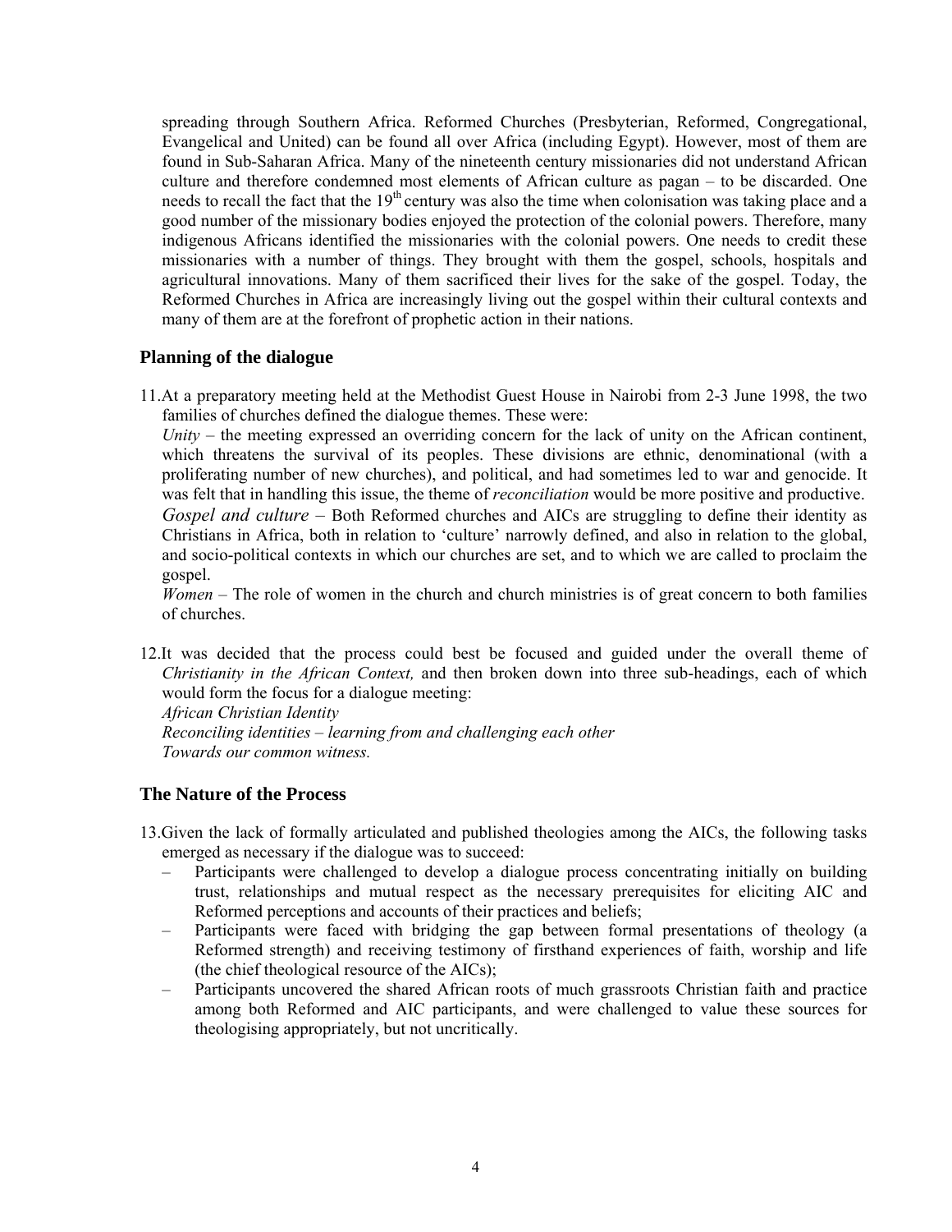spreading through Southern Africa. Reformed Churches (Presbyterian, Reformed, Congregational, Evangelical and United) can be found all over Africa (including Egypt). However, most of them are found in Sub-Saharan Africa. Many of the nineteenth century missionaries did not understand African culture and therefore condemned most elements of African culture as pagan – to be discarded. One needs to recall the fact that the 19th century was also the time when colonisation was taking place and a good number of the missionary bodies enjoyed the protection of the colonial powers. Therefore, many indigenous Africans identified the missionaries with the colonial powers. One needs to credit these missionaries with a number of things. They brought with them the gospel, schools, hospitals and agricultural innovations. Many of them sacrificed their lives for the sake of the gospel. Today, the Reformed Churches in Africa are increasingly living out the gospel within their cultural contexts and many of them are at the forefront of prophetic action in their nations.

## Planning of the dialogue

11. At a preparatory meeting held at the Methodist Guest House in Nairobi from 2-3 June 1998, the two families of churches defined the dialogue themes. These were:
*Unity* – the meeting expressed an overriding concern for the lack of unity on the African continent, which threatens the survival of its peoples. These divisions are ethnic, denominational (with a proliferating number of new churches), and political, and had sometimes led to war and genocide. It was felt that in handling this issue, the theme of *reconciliation* would be more positive and productive.
*Gospel and culture* – Both Reformed churches and AICs are struggling to define their identity as Christians in Africa, both in relation to 'culture' narrowly defined, and also in relation to the global, and socio-political contexts in which our churches are set, and to which we are called to proclaim the gospel.
*Women* – The role of women in the church and church ministries is of great concern to both families of churches.

12. It was decided that the process could best be focused and guided under the overall theme of *Christianity in the African Context,* and then broken down into three sub-headings, each of which would form the focus for a dialogue meeting:
*African Christian Identity*
*Reconciling identities – learning from and challenging each other*
*Towards our common witness.*

## The Nature of the Process

13. Given the lack of formally articulated and published theologies among the AICs, the following tasks emerged as necessary if the dialogue was to succeed:
    - Participants were challenged to develop a dialogue process concentrating initially on building trust, relationships and mutual respect as the necessary prerequisites for eliciting AIC and Reformed perceptions and accounts of their practices and beliefs;
    - Participants were faced with bridging the gap between formal presentations of theology (a Reformed strength) and receiving testimony of firsthand experiences of faith, worship and life (the chief theological resource of the AICs);
    - Participants uncovered the shared African roots of much grassroots Christian faith and practice among both Reformed and AIC participants, and were challenged to value these sources for theologising appropriately, but not uncritically.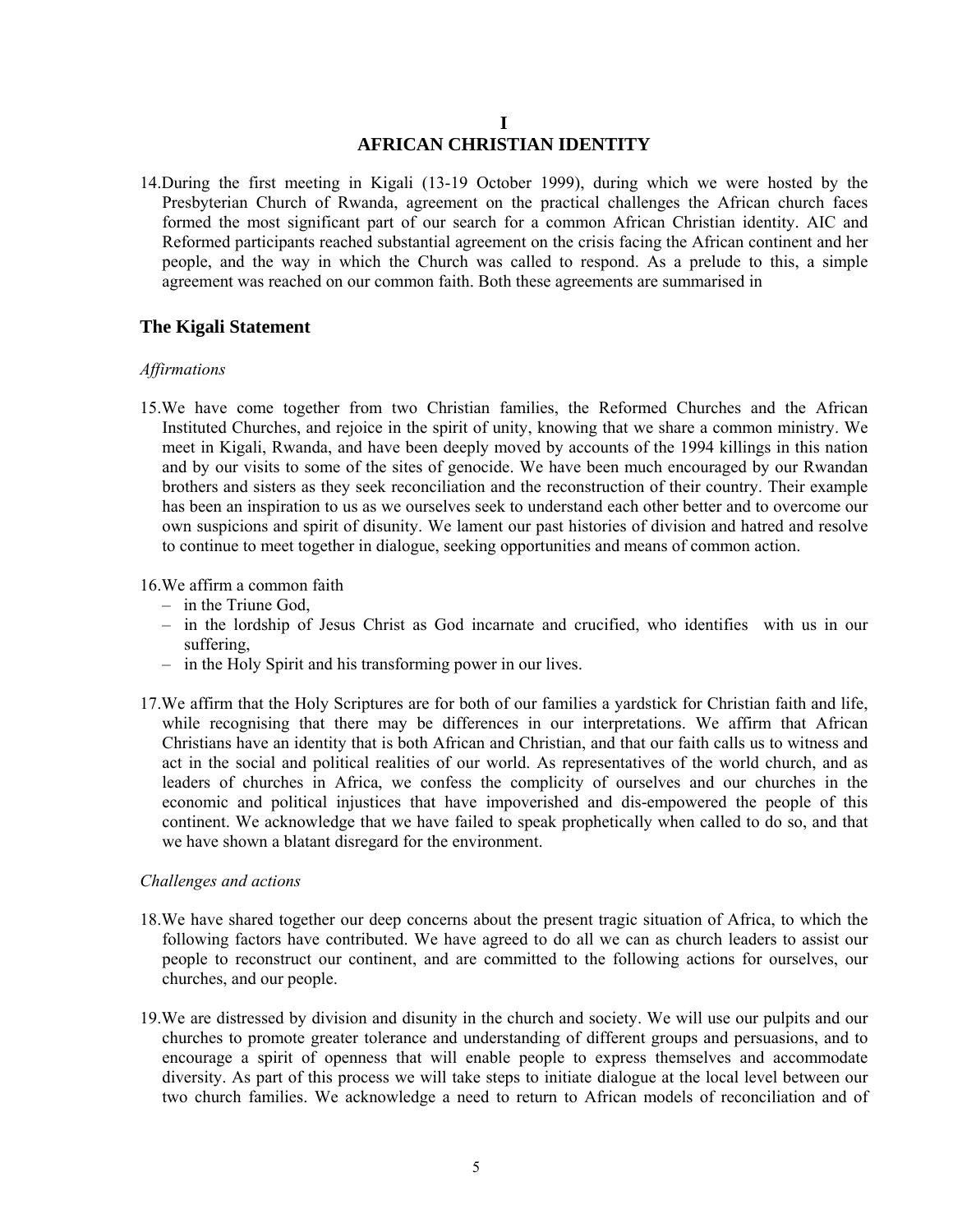# I
# AFRICAN CHRISTIAN IDENTITY

14. During the first meeting in Kigali (13-19 October 1999), during which we were hosted by the Presbyterian Church of Rwanda, agreement on the practical challenges the African church faces formed the most significant part of our search for a common African Christian identity. AIC and Reformed participants reached substantial agreement on the crisis facing the African continent and her people, and the way in which the Church was called to respond. As a prelude to this, a simple agreement was reached on our common faith. Both these agreements are summarised in

## The Kigali Statement

*Affirmations*

15. We have come together from two Christian families, the Reformed Churches and the African Instituted Churches, and rejoice in the spirit of unity, knowing that we share a common ministry. We meet in Kigali, Rwanda, and have been deeply moved by accounts of the 1994 killings in this nation and by our visits to some of the sites of genocide. We have been much encouraged by our Rwandan brothers and sisters as they seek reconciliation and the reconstruction of their country. Their example has been an inspiration to us as we ourselves seek to understand each other better and to overcome our own suspicions and spirit of disunity. We lament our past histories of division and hatred and resolve to continue to meet together in dialogue, seeking opportunities and means of common action.

16. We affirm a common faith
    - in the Triune God,
    - in the lordship of Jesus Christ as God incarnate and crucified, who identifies with us in our suffering,
    - in the Holy Spirit and his transforming power in our lives.

17. We affirm that the Holy Scriptures are for both of our families a yardstick for Christian faith and life, while recognising that there may be differences in our interpretations. We affirm that African Christians have an identity that is both African and Christian, and that our faith calls us to witness and act in the social and political realities of our world. As representatives of the world church, and as leaders of churches in Africa, we confess the complicity of ourselves and our churches in the economic and political injustices that have impoverished and dis-empowered the people of this continent. We acknowledge that we have failed to speak prophetically when called to do so, and that we have shown a blatant disregard for the environment.

*Challenges and actions*

18. We have shared together our deep concerns about the present tragic situation of Africa, to which the following factors have contributed. We have agreed to do all we can as church leaders to assist our people to reconstruct our continent, and are committed to the following actions for ourselves, our churches, and our people.

19. We are distressed by division and disunity in the church and society. We will use our pulpits and our churches to promote greater tolerance and understanding of different groups and persuasions, and to encourage a spirit of openness that will enable people to express themselves and accommodate diversity. As part of this process we will take steps to initiate dialogue at the local level between our two church families. We acknowledge a need to return to African models of reconciliation and of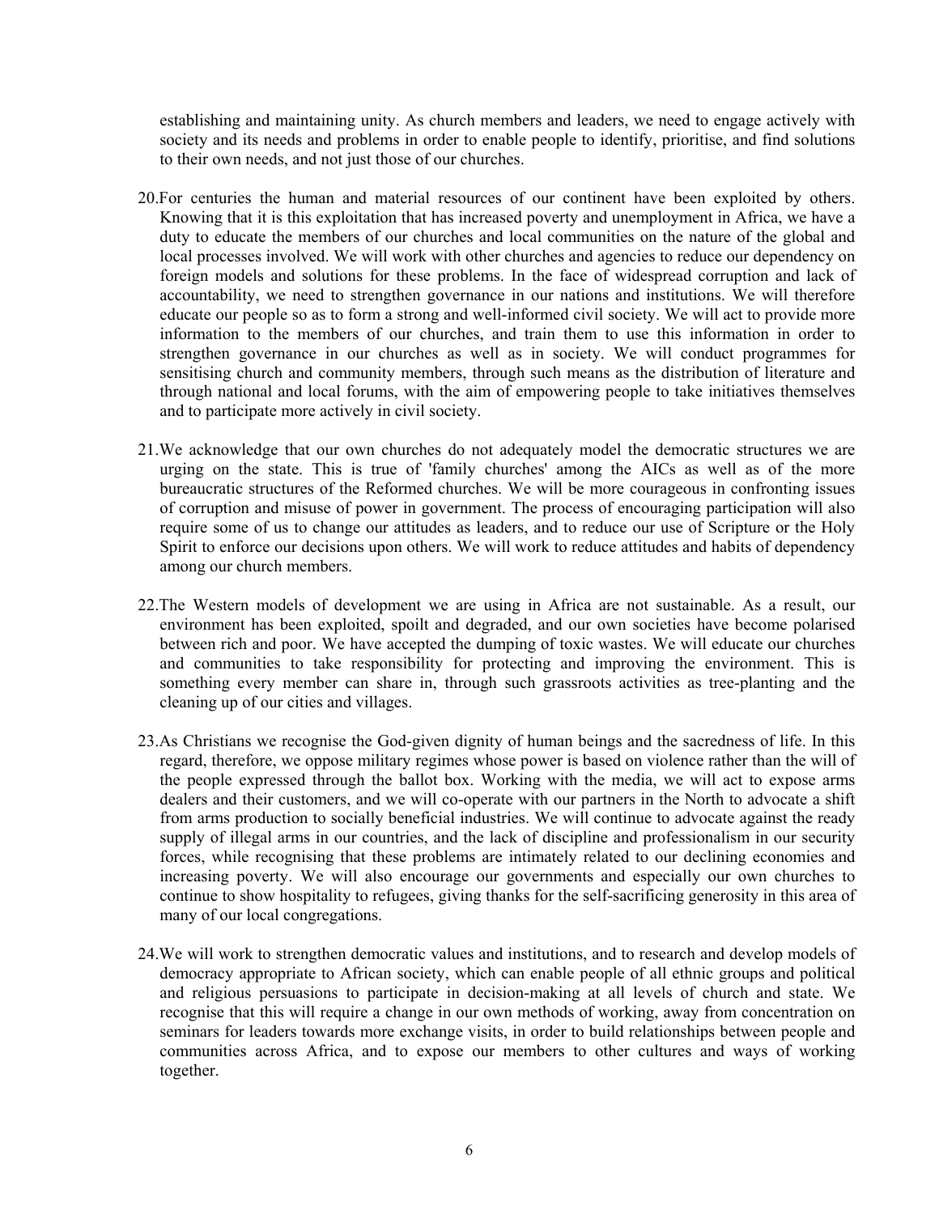establishing and maintaining unity. As church members and leaders, we need to engage actively with society and its needs and problems in order to enable people to identify, prioritise, and find solutions to their own needs, and not just those of our churches.

20. For centuries the human and material resources of our continent have been exploited by others. Knowing that it is this exploitation that has increased poverty and unemployment in Africa, we have a duty to educate the members of our churches and local communities on the nature of the global and local processes involved. We will work with other churches and agencies to reduce our dependency on foreign models and solutions for these problems. In the face of widespread corruption and lack of accountability, we need to strengthen governance in our nations and institutions. We will therefore educate our people so as to form a strong and well-informed civil society. We will act to provide more information to the members of our churches, and train them to use this information in order to strengthen governance in our churches as well as in society. We will conduct programmes for sensitising church and community members, through such means as the distribution of literature and through national and local forums, with the aim of empowering people to take initiatives themselves and to participate more actively in civil society.

21. We acknowledge that our own churches do not adequately model the democratic structures we are urging on the state. This is true of 'family churches' among the AICs as well as of the more bureaucratic structures of the Reformed churches. We will be more courageous in confronting issues of corruption and misuse of power in government. The process of encouraging participation will also require some of us to change our attitudes as leaders, and to reduce our use of Scripture or the Holy Spirit to enforce our decisions upon others. We will work to reduce attitudes and habits of dependency among our church members.

22. The Western models of development we are using in Africa are not sustainable. As a result, our environment has been exploited, spoilt and degraded, and our own societies have become polarised between rich and poor. We have accepted the dumping of toxic wastes. We will educate our churches and communities to take responsibility for protecting and improving the environment. This is something every member can share in, through such grassroots activities as tree-planting and the cleaning up of our cities and villages.

23. As Christians we recognise the God-given dignity of human beings and the sacredness of life. In this regard, therefore, we oppose military regimes whose power is based on violence rather than the will of the people expressed through the ballot box. Working with the media, we will act to expose arms dealers and their customers, and we will co-operate with our partners in the North to advocate a shift from arms production to socially beneficial industries. We will continue to advocate against the ready supply of illegal arms in our countries, and the lack of discipline and professionalism in our security forces, while recognising that these problems are intimately related to our declining economies and increasing poverty. We will also encourage our governments and especially our own churches to continue to show hospitality to refugees, giving thanks for the self-sacrificing generosity in this area of many of our local congregations.

24. We will work to strengthen democratic values and institutions, and to research and develop models of democracy appropriate to African society, which can enable people of all ethnic groups and political and religious persuasions to participate in decision-making at all levels of church and state. We recognise that this will require a change in our own methods of working, away from concentration on seminars for leaders towards more exchange visits, in order to build relationships between people and communities across Africa, and to expose our members to other cultures and ways of working together.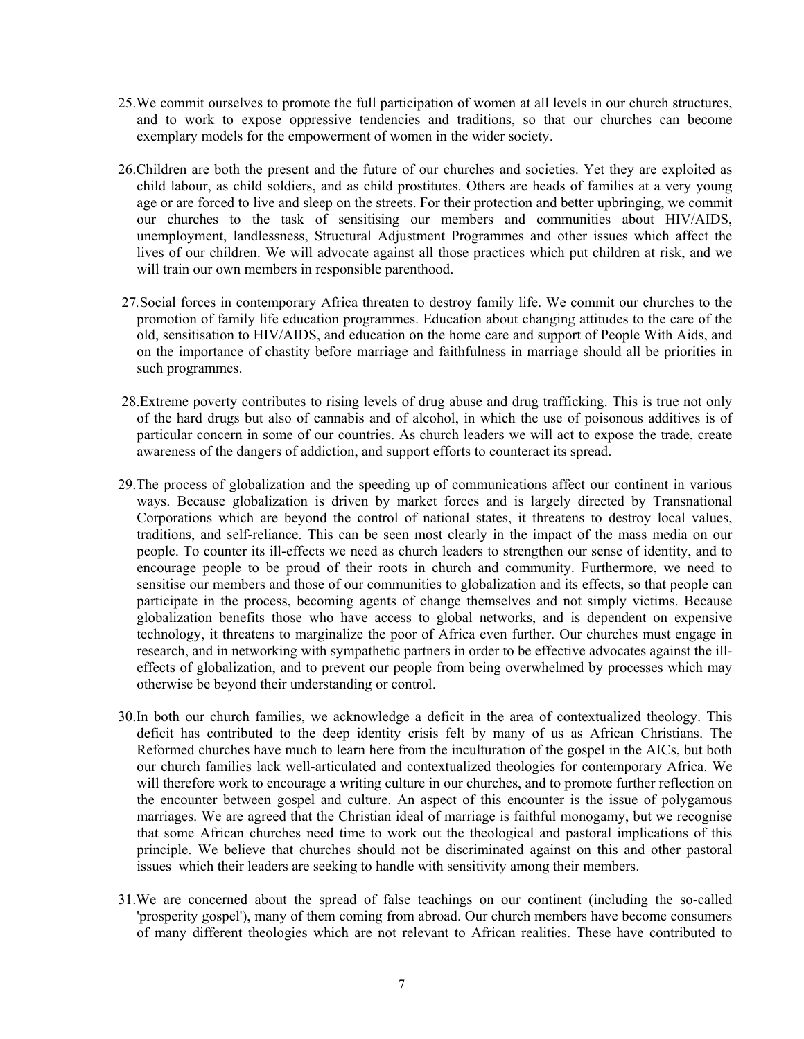25. We commit ourselves to promote the full participation of women at all levels in our church structures, and to work to expose oppressive tendencies and traditions, so that our churches can become exemplary models for the empowerment of women in the wider society.

26. Children are both the present and the future of our churches and societies. Yet they are exploited as child labour, as child soldiers, and as child prostitutes. Others are heads of families at a very young age or are forced to live and sleep on the streets. For their protection and better upbringing, we commit our churches to the task of sensitising our members and communities about HIV/AIDS, unemployment, landlessness, Structural Adjustment Programmes and other issues which affect the lives of our children. We will advocate against all those practices which put children at risk, and we will train our own members in responsible parenthood.

27. Social forces in contemporary Africa threaten to destroy family life. We commit our churches to the promotion of family life education programmes. Education about changing attitudes to the care of the old, sensitisation to HIV/AIDS, and education on the home care and support of People With Aids, and on the importance of chastity before marriage and faithfulness in marriage should all be priorities in such programmes.

28. Extreme poverty contributes to rising levels of drug abuse and drug trafficking. This is true not only of the hard drugs but also of cannabis and of alcohol, in which the use of poisonous additives is of particular concern in some of our countries. As church leaders we will act to expose the trade, create awareness of the dangers of addiction, and support efforts to counteract its spread.

29. The process of globalization and the speeding up of communications affect our continent in various ways. Because globalization is driven by market forces and is largely directed by Transnational Corporations which are beyond the control of national states, it threatens to destroy local values, traditions, and self-reliance. This can be seen most clearly in the impact of the mass media on our people. To counter its ill-effects we need as church leaders to strengthen our sense of identity, and to encourage people to be proud of their roots in church and community. Furthermore, we need to sensitise our members and those of our communities to globalization and its effects, so that people can participate in the process, becoming agents of change themselves and not simply victims. Because globalization benefits those who have access to global networks, and is dependent on expensive technology, it threatens to marginalize the poor of Africa even further. Our churches must engage in research, and in networking with sympathetic partners in order to be effective advocates against the ill-effects of globalization, and to prevent our people from being overwhelmed by processes which may otherwise be beyond their understanding or control.

30. In both our church families, we acknowledge a deficit in the area of contextualized theology. This deficit has contributed to the deep identity crisis felt by many of us as African Christians. The Reformed churches have much to learn here from the inculturation of the gospel in the AICs, but both our church families lack well-articulated and contextualized theologies for contemporary Africa. We will therefore work to encourage a writing culture in our churches, and to promote further reflection on the encounter between gospel and culture. An aspect of this encounter is the issue of polygamous marriages. We are agreed that the Christian ideal of marriage is faithful monogamy, but we recognise that some African churches need time to work out the theological and pastoral implications of this principle. We believe that churches should not be discriminated against on this and other pastoral issues which their leaders are seeking to handle with sensitivity among their members.

31. We are concerned about the spread of false teachings on our continent (including the so-called 'prosperity gospel'), many of them coming from abroad. Our church members have become consumers of many different theologies which are not relevant to African realities. These have contributed to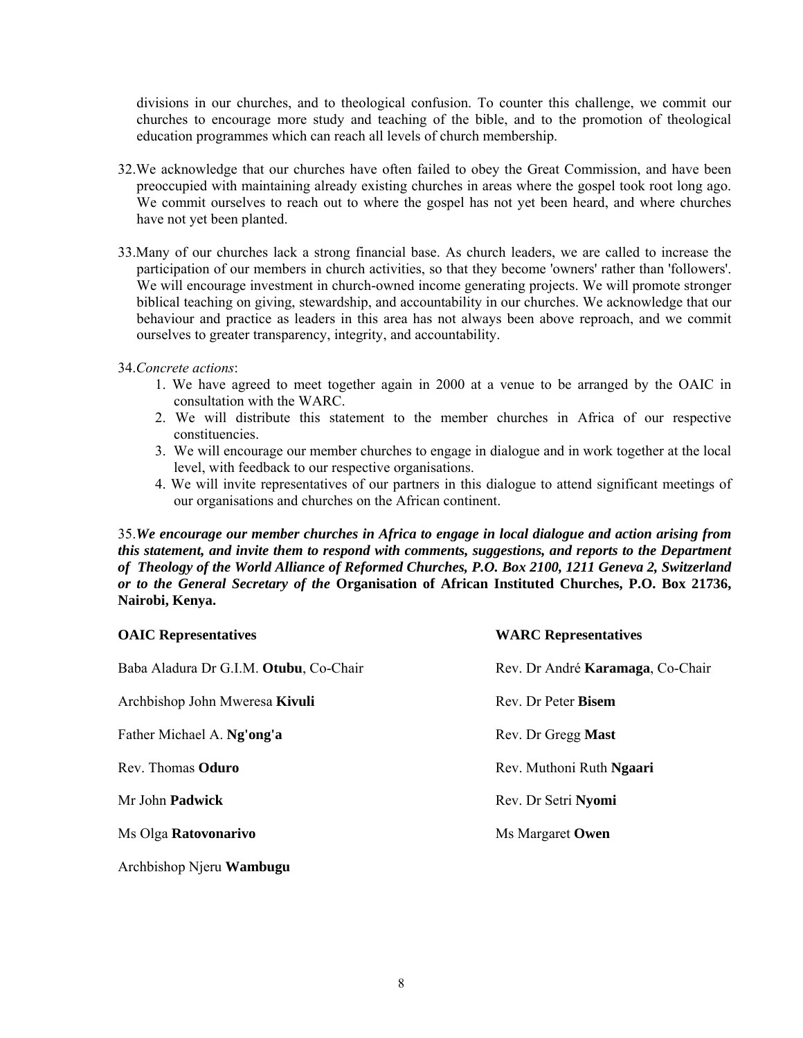divisions in our churches, and to theological confusion. To counter this challenge, we commit our churches to encourage more study and teaching of the bible, and to the promotion of theological education programmes which can reach all levels of church membership.

32. We acknowledge that our churches have often failed to obey the Great Commission, and have been preoccupied with maintaining already existing churches in areas where the gospel took root long ago. We commit ourselves to reach out to where the gospel has not yet been heard, and where churches have not yet been planted.

33. Many of our churches lack a strong financial base. As church leaders, we are called to increase the participation of our members in church activities, so that they become 'owners' rather than 'followers'. We will encourage investment in church-owned income generating projects. We will promote stronger biblical teaching on giving, stewardship, and accountability in our churches. We acknowledge that our behaviour and practice as leaders in this area has not always been above reproach, and we commit ourselves to greater transparency, integrity, and accountability.

34. *Concrete actions*:

1. We have agreed to meet together again in 2000 at a venue to be arranged by the OAIC in consultation with the WARC.
2. We will distribute this statement to the member churches in Africa of our respective constituencies.
3. We will encourage our member churches to engage in dialogue and in work together at the local level, with feedback to our respective organisations.
4. We will invite representatives of our partners in this dialogue to attend significant meetings of our organisations and churches on the African continent.

35. ***We encourage our member churches in Africa to engage in local dialogue and action arising from this statement, and invite them to respond with comments, suggestions, and reports to the Department of Theology of the World Alliance of Reformed Churches, P.O. Box 2100, 1211 Geneva 2, Switzerland or to the General Secretary of the*** **Organisation of African Instituted Churches, P.O. Box 21736, Nairobi, Kenya.**

| **OAIC Representatives** | **WARC Representatives** |
|---|---|
| Baba Aladura Dr G.I.M. **Otubu**, Co-Chair | Rev. Dr André **Karamaga**, Co-Chair |
| Archbishop John Mweresa **Kivuli** | Rev. Dr Peter **Bisem** |
| Father Michael A. **Ng'ong'a** | Rev. Dr Gregg **Mast** |
| Rev. Thomas **Oduro** | Rev. Muthoni Ruth **Ngaari** |
| Mr John **Padwick** | Rev. Dr Setri **Nyomi** |
| Ms Olga **Ratovonarivo** | Ms Margaret **Owen** |
| Archbishop Njeru **Wambugu** | |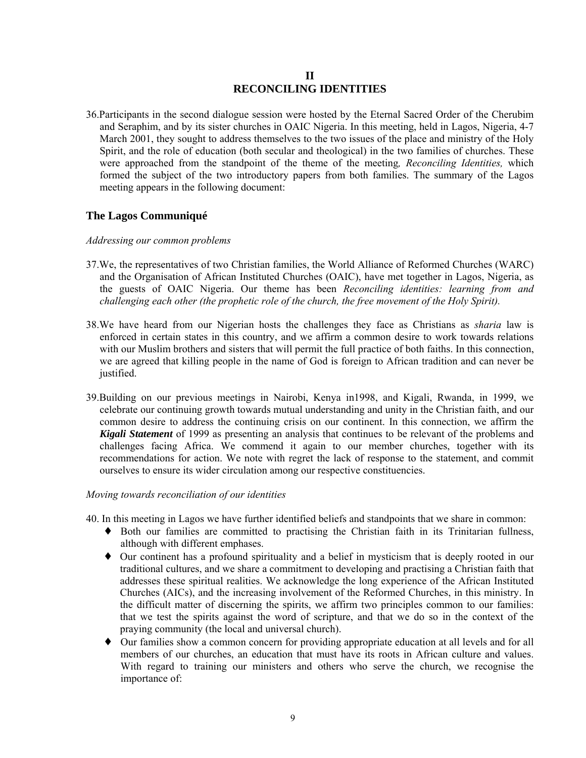# II
# RECONCILING IDENTITIES

36. Participants in the second dialogue session were hosted by the Eternal Sacred Order of the Cherubim and Seraphim, and by its sister churches in OAIC Nigeria. In this meeting, held in Lagos, Nigeria, 4-7 March 2001, they sought to address themselves to the two issues of the place and ministry of the Holy Spirit, and the role of education (both secular and theological) in the two families of churches. These were approached from the standpoint of the theme of the meeting*, Reconciling Identities,* which formed the subject of the two introductory papers from both families. The summary of the Lagos meeting appears in the following document:

## The Lagos Communiqué

*Addressing our common problems*

37. We, the representatives of two Christian families, the World Alliance of Reformed Churches (WARC) and the Organisation of African Instituted Churches (OAIC), have met together in Lagos, Nigeria, as the guests of OAIC Nigeria. Our theme has been *Reconciling identities: learning from and challenging each other (the prophetic role of the church, the free movement of the Holy Spirit).*

38. We have heard from our Nigerian hosts the challenges they face as Christians as *sharia* law is enforced in certain states in this country, and we affirm a common desire to work towards relations with our Muslim brothers and sisters that will permit the full practice of both faiths. In this connection, we are agreed that killing people in the name of God is foreign to African tradition and can never be justified.

39. Building on our previous meetings in Nairobi, Kenya in1998, and Kigali, Rwanda, in 1999, we celebrate our continuing growth towards mutual understanding and unity in the Christian faith, and our common desire to address the continuing crisis on our continent. In this connection, we affirm the ***Kigali Statement*** of 1999 as presenting an analysis that continues to be relevant of the problems and challenges facing Africa. We commend it again to our member churches, together with its recommendations for action. We note with regret the lack of response to the statement, and commit ourselves to ensure its wider circulation among our respective constituencies.

*Moving towards reconciliation of our identities*

40. In this meeting in Lagos we have further identified beliefs and standpoints that we share in common:
   - Both our families are committed to practising the Christian faith in its Trinitarian fullness, although with different emphases.
   - Our continent has a profound spirituality and a belief in mysticism that is deeply rooted in our traditional cultures, and we share a commitment to developing and practising a Christian faith that addresses these spiritual realities. We acknowledge the long experience of the African Instituted Churches (AICs), and the increasing involvement of the Reformed Churches, in this ministry. In the difficult matter of discerning the spirits, we affirm two principles common to our families: that we test the spirits against the word of scripture, and that we do so in the context of the praying community (the local and universal church).
   - Our families show a common concern for providing appropriate education at all levels and for all members of our churches, an education that must have its roots in African culture and values. With regard to training our ministers and others who serve the church, we recognise the importance of: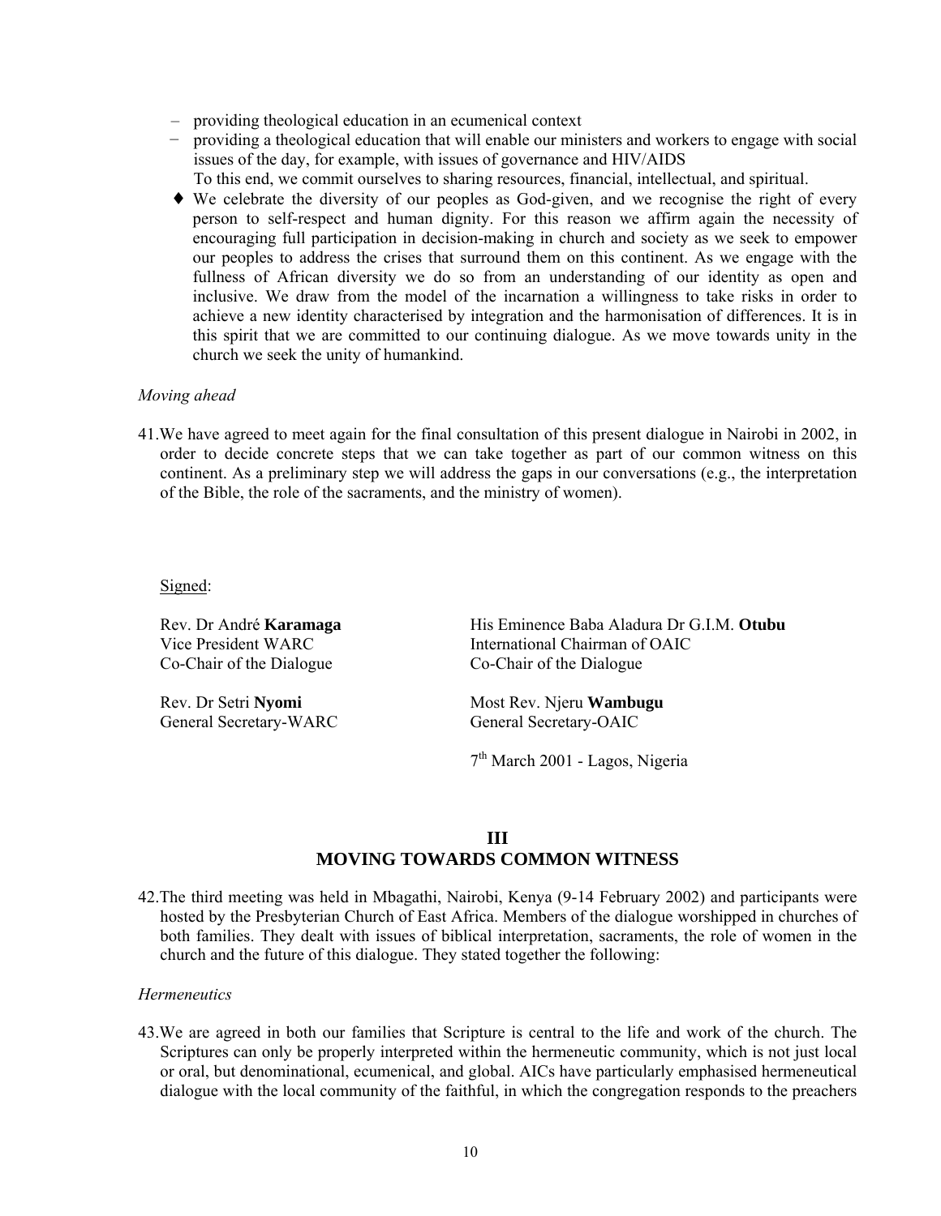- providing theological education in an ecumenical context
- providing a theological education that will enable our ministers and workers to engage with social issues of the day, for example, with issues of governance and HIV/AIDS

  To this end, we commit ourselves to sharing resources, financial, intellectual, and spiritual.

- ♦ We celebrate the diversity of our peoples as God-given, and we recognise the right of every person to self-respect and human dignity. For this reason we affirm again the necessity of encouraging full participation in decision-making in church and society as we seek to empower our peoples to address the crises that surround them on this continent. As we engage with the fullness of African diversity we do so from an understanding of our identity as open and inclusive. We draw from the model of the incarnation a willingness to take risks in order to achieve a new identity characterised by integration and the harmonisation of differences. It is in this spirit that we are committed to our continuing dialogue. As we move towards unity in the church we seek the unity of humankind.

*Moving ahead*

41. We have agreed to meet again for the final consultation of this present dialogue in Nairobi in 2002, in order to decide concrete steps that we can take together as part of our common witness on this continent. As a preliminary step we will address the gaps in our conversations (e.g., the interpretation of the Bible, the role of the sacraments, and the ministry of women).

Signed:

Rev. Dr André **Karamaga**
Vice President WARC
Co-Chair of the Dialogue

His Eminence Baba Aladura Dr G.I.M. **Otubu**
International Chairman of OAIC
Co-Chair of the Dialogue

Rev. Dr Setri **Nyomi**
General Secretary-WARC

Most Rev. Njeru **Wambugu**
General Secretary-OAIC

7th March 2001 - Lagos, Nigeria

## III
## MOVING TOWARDS COMMON WITNESS

42. The third meeting was held in Mbagathi, Nairobi, Kenya (9-14 February 2002) and participants were hosted by the Presbyterian Church of East Africa. Members of the dialogue worshipped in churches of both families. They dealt with issues of biblical interpretation, sacraments, the role of women in the church and the future of this dialogue. They stated together the following:

*Hermeneutics*

43. We are agreed in both our families that Scripture is central to the life and work of the church. The Scriptures can only be properly interpreted within the hermeneutic community, which is not just local or oral, but denominational, ecumenical, and global. AICs have particularly emphasised hermeneutical dialogue with the local community of the faithful, in which the congregation responds to the preachers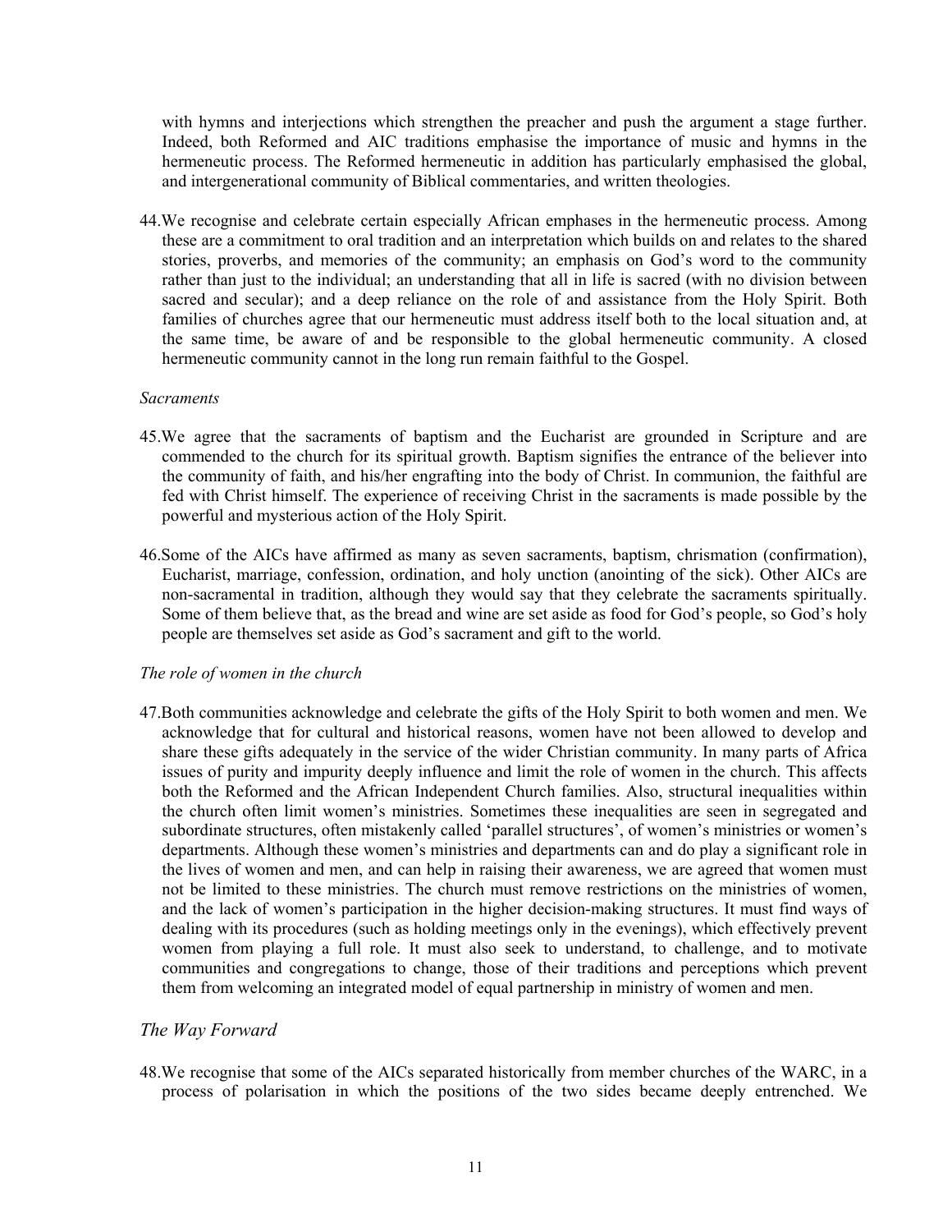with hymns and interjections which strengthen the preacher and push the argument a stage further. Indeed, both Reformed and AIC traditions emphasise the importance of music and hymns in the hermeneutic process. The Reformed hermeneutic in addition has particularly emphasised the global, and intergenerational community of Biblical commentaries, and written theologies.

44. We recognise and celebrate certain especially African emphases in the hermeneutic process. Among these are a commitment to oral tradition and an interpretation which builds on and relates to the shared stories, proverbs, and memories of the community; an emphasis on God's word to the community rather than just to the individual; an understanding that all in life is sacred (with no division between sacred and secular); and a deep reliance on the role of and assistance from the Holy Spirit. Both families of churches agree that our hermeneutic must address itself both to the local situation and, at the same time, be aware of and be responsible to the global hermeneutic community. A closed hermeneutic community cannot in the long run remain faithful to the Gospel.

*Sacraments*

45. We agree that the sacraments of baptism and the Eucharist are grounded in Scripture and are commended to the church for its spiritual growth. Baptism signifies the entrance of the believer into the community of faith, and his/her engrafting into the body of Christ. In communion, the faithful are fed with Christ himself. The experience of receiving Christ in the sacraments is made possible by the powerful and mysterious action of the Holy Spirit.

46. Some of the AICs have affirmed as many as seven sacraments, baptism, chrismation (confirmation), Eucharist, marriage, confession, ordination, and holy unction (anointing of the sick). Other AICs are non-sacramental in tradition, although they would say that they celebrate the sacraments spiritually. Some of them believe that, as the bread and wine are set aside as food for God's people, so God's holy people are themselves set aside as God's sacrament and gift to the world.

*The role of women in the church*

47. Both communities acknowledge and celebrate the gifts of the Holy Spirit to both women and men. We acknowledge that for cultural and historical reasons, women have not been allowed to develop and share these gifts adequately in the service of the wider Christian community. In many parts of Africa issues of purity and impurity deeply influence and limit the role of women in the church. This affects both the Reformed and the African Independent Church families. Also, structural inequalities within the church often limit women's ministries. Sometimes these inequalities are seen in segregated and subordinate structures, often mistakenly called 'parallel structures', of women's ministries or women's departments. Although these women's ministries and departments can and do play a significant role in the lives of women and men, and can help in raising their awareness, we are agreed that women must not be limited to these ministries. The church must remove restrictions on the ministries of women, and the lack of women's participation in the higher decision-making structures. It must find ways of dealing with its procedures (such as holding meetings only in the evenings), which effectively prevent women from playing a full role. It must also seek to understand, to challenge, and to motivate communities and congregations to change, those of their traditions and perceptions which prevent them from welcoming an integrated model of equal partnership in ministry of women and men.

## *The Way Forward*

48. We recognise that some of the AICs separated historically from member churches of the WARC, in a process of polarisation in which the positions of the two sides became deeply entrenched. We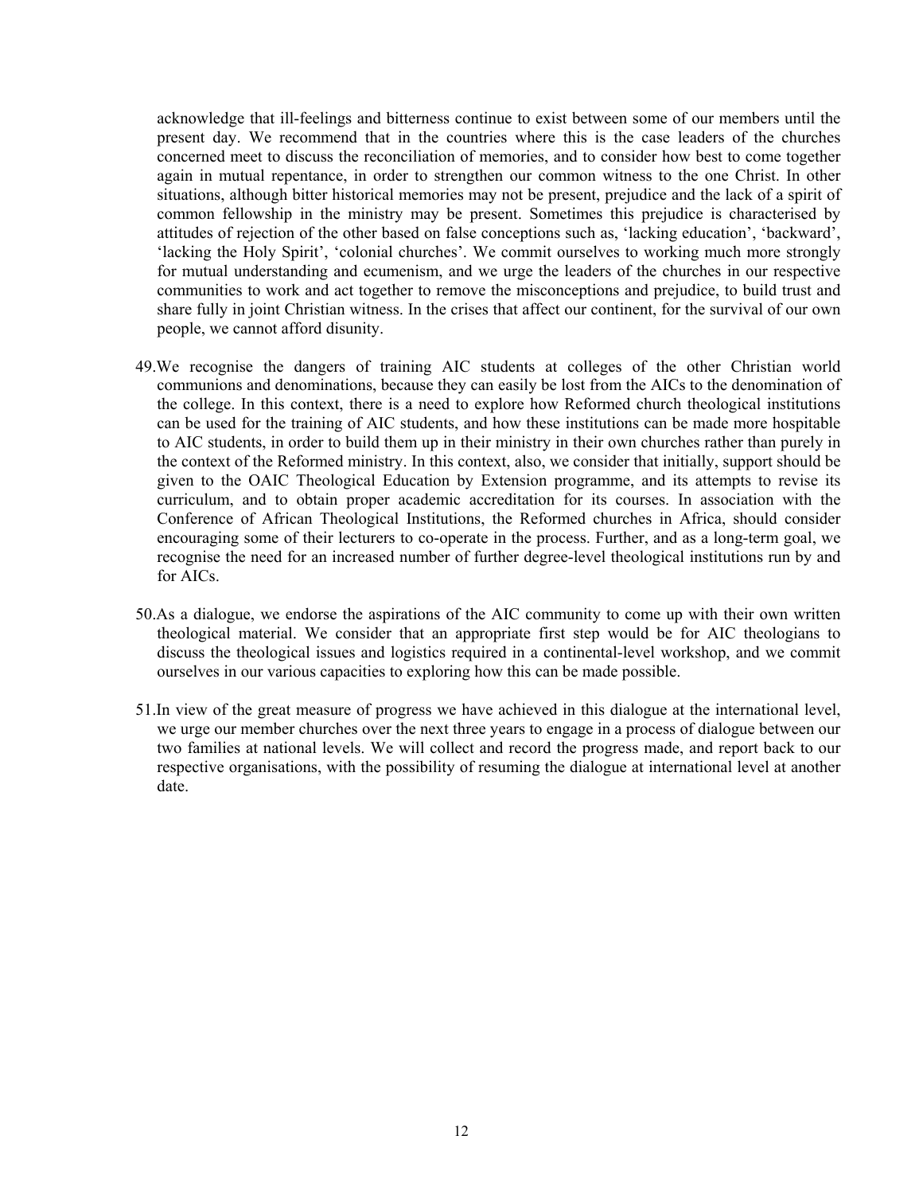acknowledge that ill-feelings and bitterness continue to exist between some of our members until the present day. We recommend that in the countries where this is the case leaders of the churches concerned meet to discuss the reconciliation of memories, and to consider how best to come together again in mutual repentance, in order to strengthen our common witness to the one Christ. In other situations, although bitter historical memories may not be present, prejudice and the lack of a spirit of common fellowship in the ministry may be present. Sometimes this prejudice is characterised by attitudes of rejection of the other based on false conceptions such as, 'lacking education', 'backward', 'lacking the Holy Spirit', 'colonial churches'. We commit ourselves to working much more strongly for mutual understanding and ecumenism, and we urge the leaders of the churches in our respective communities to work and act together to remove the misconceptions and prejudice, to build trust and share fully in joint Christian witness. In the crises that affect our continent, for the survival of our own people, we cannot afford disunity.

49. We recognise the dangers of training AIC students at colleges of the other Christian world communions and denominations, because they can easily be lost from the AICs to the denomination of the college. In this context, there is a need to explore how Reformed church theological institutions can be used for the training of AIC students, and how these institutions can be made more hospitable to AIC students, in order to build them up in their ministry in their own churches rather than purely in the context of the Reformed ministry. In this context, also, we consider that initially, support should be given to the OAIC Theological Education by Extension programme, and its attempts to revise its curriculum, and to obtain proper academic accreditation for its courses. In association with the Conference of African Theological Institutions, the Reformed churches in Africa, should consider encouraging some of their lecturers to co-operate in the process. Further, and as a long-term goal, we recognise the need for an increased number of further degree-level theological institutions run by and for AICs.

50. As a dialogue, we endorse the aspirations of the AIC community to come up with their own written theological material. We consider that an appropriate first step would be for AIC theologians to discuss the theological issues and logistics required in a continental-level workshop, and we commit ourselves in our various capacities to exploring how this can be made possible.

51. In view of the great measure of progress we have achieved in this dialogue at the international level, we urge our member churches over the next three years to engage in a process of dialogue between our two families at national levels. We will collect and record the progress made, and report back to our respective organisations, with the possibility of resuming the dialogue at international level at another date.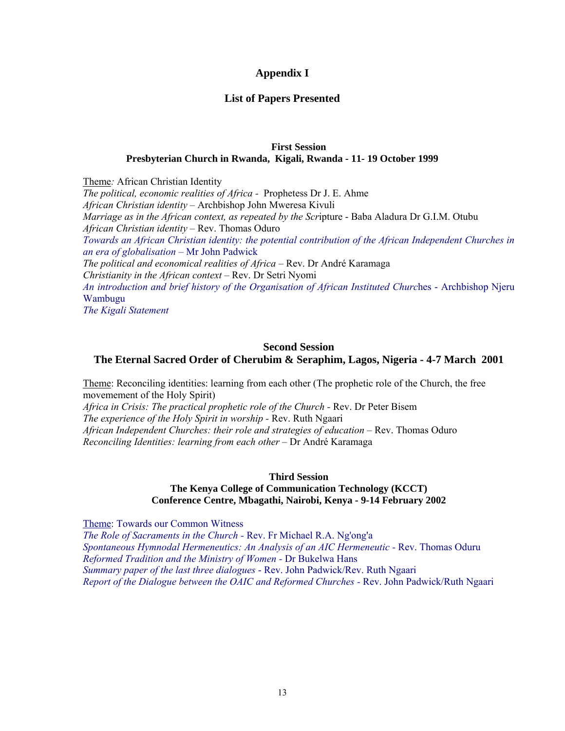# Appendix I

## List of Papers Presented

### First Session
### Presbyterian Church in Rwanda, Kigali, Rwanda - 11- 19 October 1999

Theme*:* African Christian Identity
*The political, economic realities of Africa* - Prophetess Dr J. E. Ahme
*African Christian identity* – Archbishop John Mweresa Kivuli
*Marriage as in the African context, as repeated by the Scr*ipture - Baba Aladura Dr G.I.M. Otubu
*African Christian identity* – Rev. Thomas Oduro
*Towards an African Christian identity: the potential contribution of the African Independent Churches in an era of globalisation* – Mr John Padwick
*The political and economical realities of Africa* – Rev. Dr André Karamaga
*Christianity in the African context* – Rev. Dr Setri Nyomi
*An introduction and brief history of the Organisation of African Instituted Churc*hes - Archbishop Njeru Wambugu
*The Kigali Statement*

### Second Session
### The Eternal Sacred Order of Cherubim & Seraphim, Lagos, Nigeria - 4-7 March 2001

Theme: Reconciling identities: learning from each other (The prophetic role of the Church, the free movemement of the Holy Spirit)
*Africa in Crisis: The practical prophetic role of the Church* - Rev. Dr Peter Bisem
*The experience of the Holy Spirit in worship* - Rev. Ruth Ngaari
*African Independent Churches: their role and strategies of education* – Rev. Thomas Oduro
*Reconciling Identities: learning from each other* – Dr André Karamaga

### Third Session
### The Kenya College of Communication Technology (KCCT) Conference Centre, Mbagathi, Nairobi, Kenya - 9-14 February 2002

Theme: Towards our Common Witness
*The Role of Sacraments in the Church* - Rev. Fr Michael R.A. Ng'ong'a
*Spontaneous Hymnodal Hermeneutics: An Analysis of an AIC Hermeneutic* - Rev. Thomas Oduru
*Reformed Tradition and the Ministry of Women* - Dr Bukelwa Hans
*Summary paper of the last three dialogues* - Rev. John Padwick/Rev. Ruth Ngaari
*Report of the Dialogue between the OAIC and Reformed Churches* - Rev. John Padwick/Ruth Ngaari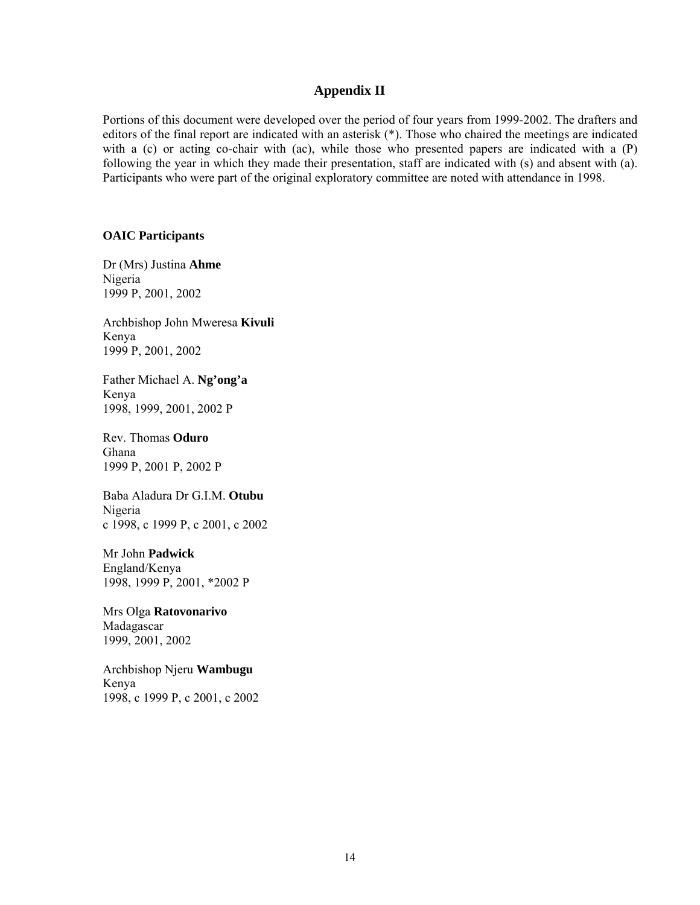## Appendix II

Portions of this document were developed over the period of four years from 1999-2002. The drafters and editors of the final report are indicated with an asterisk (*). Those who chaired the meetings are indicated with a (c) or acting co-chair with (ac), while those who presented papers are indicated with a (P) following the year in which they made their presentation, staff are indicated with (s) and absent with (a). Participants who were part of the original exploratory committee are noted with attendance in 1998.

**OAIC Participants**

Dr (Mrs) Justina **Ahme**
Nigeria
1999 P, 2001, 2002

Archbishop John Mweresa **Kivuli**
Kenya
1999 P, 2001, 2002

Father Michael A. **Ng'ong'a**
Kenya
1998, 1999, 2001, 2002 P

Rev. Thomas **Oduro**
Ghana
1999 P, 2001 P, 2002 P

Baba Aladura Dr G.I.M. **Otubu**
Nigeria
c 1998, c 1999 P, c 2001, c 2002

Mr John **Padwick**
England/Kenya
1998, 1999 P, 2001, *2002 P

Mrs Olga **Ratovonarivo**
Madagascar
1999, 2001, 2002

Archbishop Njeru **Wambugu**
Kenya
1998, c 1999 P, c 2001, c 2002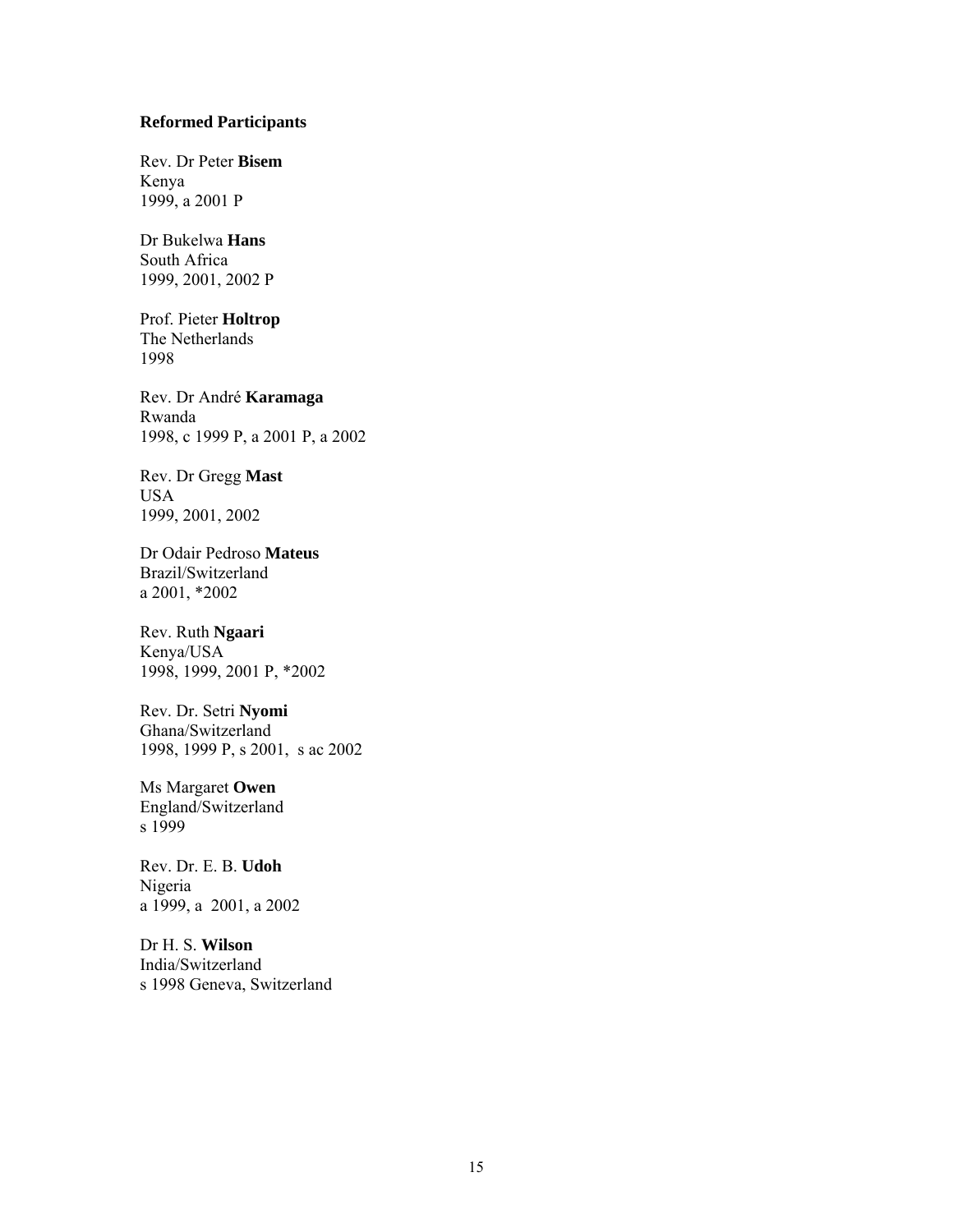**Reformed Participants**

Rev. Dr Peter **Bisem**
Kenya
1999, a 2001 P

Dr Bukelwa **Hans**
South Africa
1999, 2001, 2002 P

Prof. Pieter **Holtrop**
The Netherlands
1998

Rev. Dr André **Karamaga**
Rwanda
1998, c 1999 P, a 2001 P, a 2002

Rev. Dr Gregg **Mast**
USA
1999, 2001, 2002

Dr Odair Pedroso **Mateus**
Brazil/Switzerland
a 2001, *2002

Rev. Ruth **Ngaari**
Kenya/USA
1998, 1999, 2001 P, *2002

Rev. Dr. Setri **Nyomi**
Ghana/Switzerland
1998, 1999 P, s 2001, s ac 2002

Ms Margaret **Owen**
England/Switzerland
s 1999

Rev. Dr. E. B. **Udoh**
Nigeria
a 1999, a 2001, a 2002

Dr H. S. **Wilson**
India/Switzerland
s 1998 Geneva, Switzerland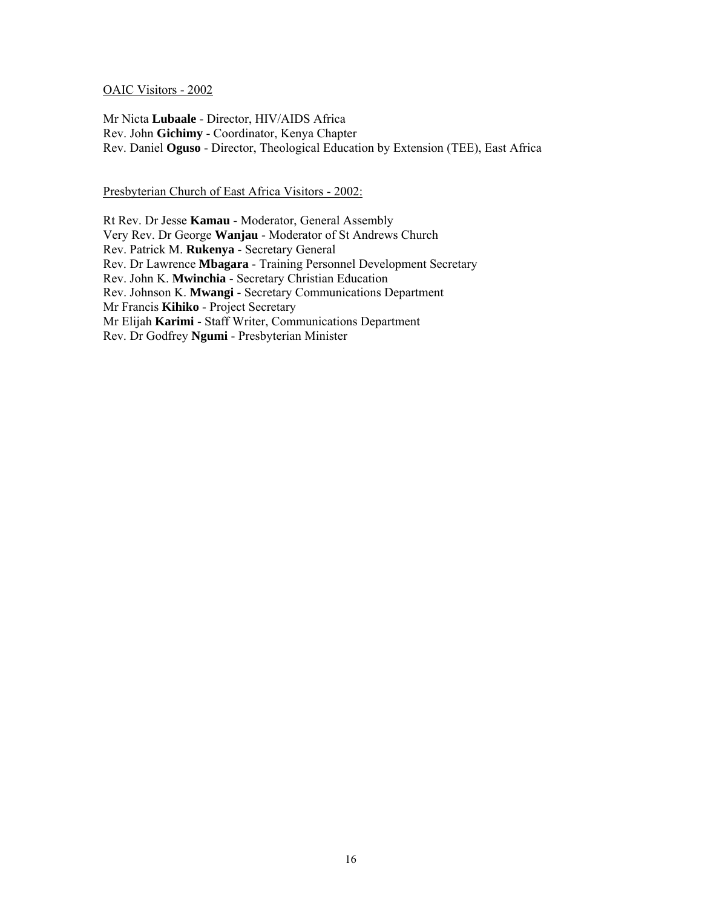OAIC Visitors - 2002

Mr Nicta **Lubaale** - Director, HIV/AIDS Africa
Rev. John **Gichimy** - Coordinator, Kenya Chapter
Rev. Daniel **Oguso** - Director, Theological Education by Extension (TEE), East Africa

Presbyterian Church of East Africa Visitors - 2002:

Rt Rev. Dr Jesse **Kamau** - Moderator, General Assembly
Very Rev. Dr George **Wanjau** - Moderator of St Andrews Church
Rev. Patrick M. **Rukenya** - Secretary General
Rev. Dr Lawrence **Mbagara** - Training Personnel Development Secretary
Rev. John K. **Mwinchia** - Secretary Christian Education
Rev. Johnson K. **Mwangi** - Secretary Communications Department
Mr Francis **Kihiko** - Project Secretary
Mr Elijah **Karimi** - Staff Writer, Communications Department
Rev. Dr Godfrey **Ngumi** - Presbyterian Minister